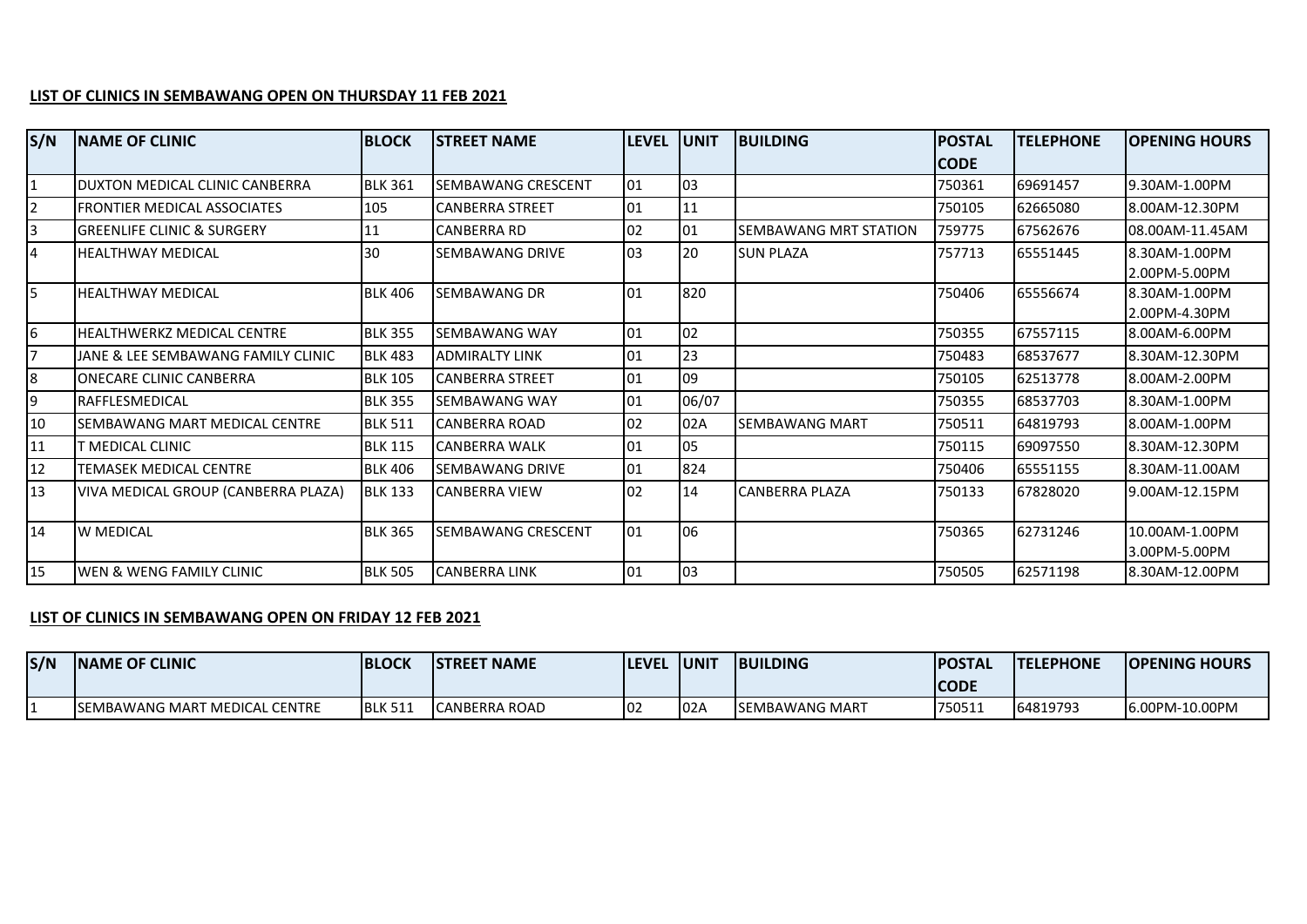**LIST OF CLINICS IN SEMBAWANG OPEN ON THURSDAY 11 FEB 2021**

| S/N | NAME OF CLINIC | BLOCK | STREET NAME | LEVEL | UNIT | BUILDING | POSTAL CODE | TELEPHONE | OPENING HOURS |
|---|---|---|---|---|---|---|---|---|---|
| 1 | DUXTON MEDICAL CLINIC CANBERRA | BLK 361 | SEMBAWANG CRESCENT | 01 | 03 | | 750361 | 69691457 | 9.30AM-1.00PM |
| 2 | FRONTIER MEDICAL ASSOCIATES | 105 | CANBERRA STREET | 01 | 11 | | 750105 | 62665080 | 8.00AM-12.30PM |
| 3 | GREENLIFE CLINIC & SURGERY | 11 | CANBERRA RD | 02 | 01 | SEMBAWANG MRT STATION | 759775 | 67562676 | 08.00AM-11.45AM |
| 4 | HEALTHWAY MEDICAL | 30 | SEMBAWANG DRIVE | 03 | 20 | SUN PLAZA | 757713 | 65551445 | 8.30AM-1.00PM 2.00PM-5.00PM |
| 5 | HEALTHWAY MEDICAL | BLK 406 | SEMBAWANG DR | 01 | 820 | | 750406 | 65556674 | 8.30AM-1.00PM 2.00PM-4.30PM |
| 6 | HEALTHWERKZ MEDICAL CENTRE | BLK 355 | SEMBAWANG WAY | 01 | 02 | | 750355 | 67557115 | 8.00AM-6.00PM |
| 7 | JANE & LEE SEMBAWANG FAMILY CLINIC | BLK 483 | ADMIRALTY LINK | 01 | 23 | | 750483 | 68537677 | 8.30AM-12.30PM |
| 8 | ONECARE CLINIC CANBERRA | BLK 105 | CANBERRA STREET | 01 | 09 | | 750105 | 62513778 | 8.00AM-2.00PM |
| 9 | RAFFLESMEDICAL | BLK 355 | SEMBAWANG WAY | 01 | 06/07 | | 750355 | 68537703 | 8.30AM-1.00PM |
| 10 | SEMBAWANG MART MEDICAL CENTRE | BLK 511 | CANBERRA ROAD | 02 | 02A | SEMBAWANG MART | 750511 | 64819793 | 8.00AM-1.00PM |
| 11 | T MEDICAL CLINIC | BLK 115 | CANBERRA WALK | 01 | 05 | | 750115 | 69097550 | 8.30AM-12.30PM |
| 12 | TEMASEK MEDICAL CENTRE | BLK 406 | SEMBAWANG DRIVE | 01 | 824 | | 750406 | 65551155 | 8.30AM-11.00AM |
| 13 | VIVA MEDICAL GROUP (CANBERRA PLAZA) | BLK 133 | CANBERRA VIEW | 02 | 14 | CANBERRA PLAZA | 750133 | 67828020 | 9.00AM-12.15PM |
| 14 | W MEDICAL | BLK 365 | SEMBAWANG CRESCENT | 01 | 06 | | 750365 | 62731246 | 10.00AM-1.00PM 3.00PM-5.00PM |
| 15 | WEN & WENG FAMILY CLINIC | BLK 505 | CANBERRA LINK | 01 | 03 | | 750505 | 62571198 | 8.30AM-12.00PM |

**LIST OF CLINICS IN SEMBAWANG OPEN ON FRIDAY 12 FEB 2021**

| S/N | NAME OF CLINIC | BLOCK | STREET NAME | LEVEL | UNIT | BUILDING | POSTAL CODE | TELEPHONE | OPENING HOURS |
|---|---|---|---|---|---|---|---|---|---|
| 1 | SEMBAWANG MART MEDICAL CENTRE | BLK 511 | CANBERRA ROAD | 02 | 02A | SEMBAWANG MART | 750511 | 64819793 | 6.00PM-10.00PM |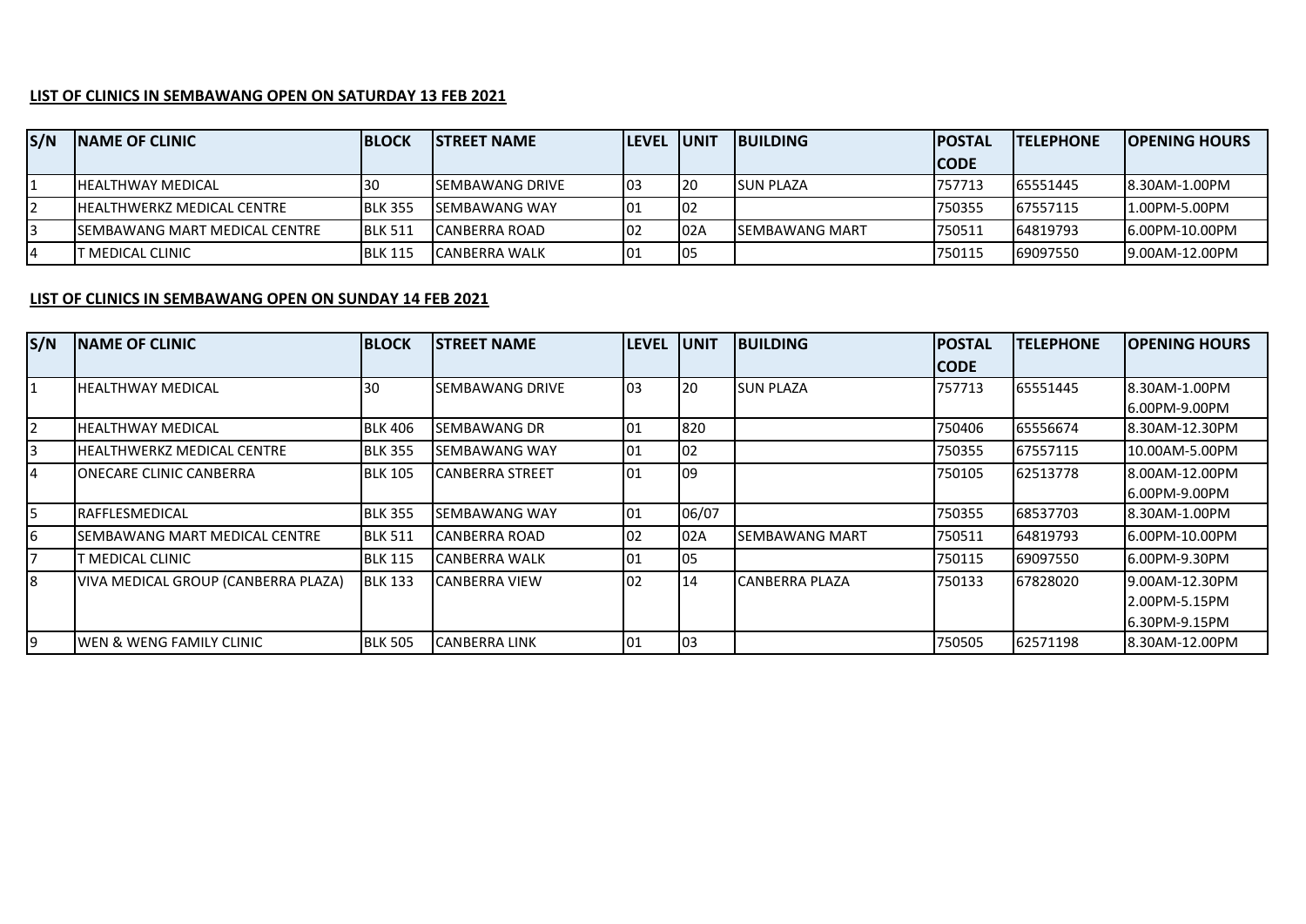**LIST OF CLINICS IN SEMBAWANG OPEN ON SATURDAY 13 FEB 2021**

| S/N | NAME OF CLINIC | BLOCK | STREET NAME | LEVEL | UNIT | BUILDING | POSTAL CODE | TELEPHONE | OPENING HOURS |
|---|---|---|---|---|---|---|---|---|---|
| 1 | HEALTHWAY MEDICAL | 30 | SEMBAWANG DRIVE | 03 | 20 | SUN PLAZA | 757713 | 65551445 | 8.30AM-1.00PM |
| 2 | HEALTHWERKZ MEDICAL CENTRE | BLK 355 | SEMBAWANG WAY | 01 | 02 | | 750355 | 67557115 | 1.00PM-5.00PM |
| 3 | SEMBAWANG MART MEDICAL CENTRE | BLK 511 | CANBERRA ROAD | 02 | 02A | SEMBAWANG MART | 750511 | 64819793 | 6.00PM-10.00PM |
| 4 | T MEDICAL CLINIC | BLK 115 | CANBERRA WALK | 01 | 05 | | 750115 | 69097550 | 9.00AM-12.00PM |

**LIST OF CLINICS IN SEMBAWANG OPEN ON SUNDAY 14 FEB 2021**

| S/N | NAME OF CLINIC | BLOCK | STREET NAME | LEVEL | UNIT | BUILDING | POSTAL CODE | TELEPHONE | OPENING HOURS |
|---|---|---|---|---|---|---|---|---|---|
| 1 | HEALTHWAY MEDICAL | 30 | SEMBAWANG DRIVE | 03 | 20 | SUN PLAZA | 757713 | 65551445 | 8.30AM-1.00PM 6.00PM-9.00PM |
| 2 | HEALTHWAY MEDICAL | BLK 406 | SEMBAWANG DR | 01 | 820 | | 750406 | 65556674 | 8.30AM-12.30PM |
| 3 | HEALTHWERKZ MEDICAL CENTRE | BLK 355 | SEMBAWANG WAY | 01 | 02 | | 750355 | 67557115 | 10.00AM-5.00PM |
| 4 | ONECARE CLINIC CANBERRA | BLK 105 | CANBERRA STREET | 01 | 09 | | 750105 | 62513778 | 8.00AM-12.00PM 6.00PM-9.00PM |
| 5 | RAFFLESMEDICAL | BLK 355 | SEMBAWANG WAY | 01 | 06/07 | | 750355 | 68537703 | 8.30AM-1.00PM |
| 6 | SEMBAWANG MART MEDICAL CENTRE | BLK 511 | CANBERRA ROAD | 02 | 02A | SEMBAWANG MART | 750511 | 64819793 | 6.00PM-10.00PM |
| 7 | T MEDICAL CLINIC | BLK 115 | CANBERRA WALK | 01 | 05 | | 750115 | 69097550 | 6.00PM-9.30PM |
| 8 | VIVA MEDICAL GROUP (CANBERRA PLAZA) | BLK 133 | CANBERRA VIEW | 02 | 14 | CANBERRA PLAZA | 750133 | 67828020 | 9.00AM-12.30PM 2.00PM-5.15PM 6.30PM-9.15PM |
| 9 | WEN & WENG FAMILY CLINIC | BLK 505 | CANBERRA LINK | 01 | 03 | | 750505 | 62571198 | 8.30AM-12.00PM |